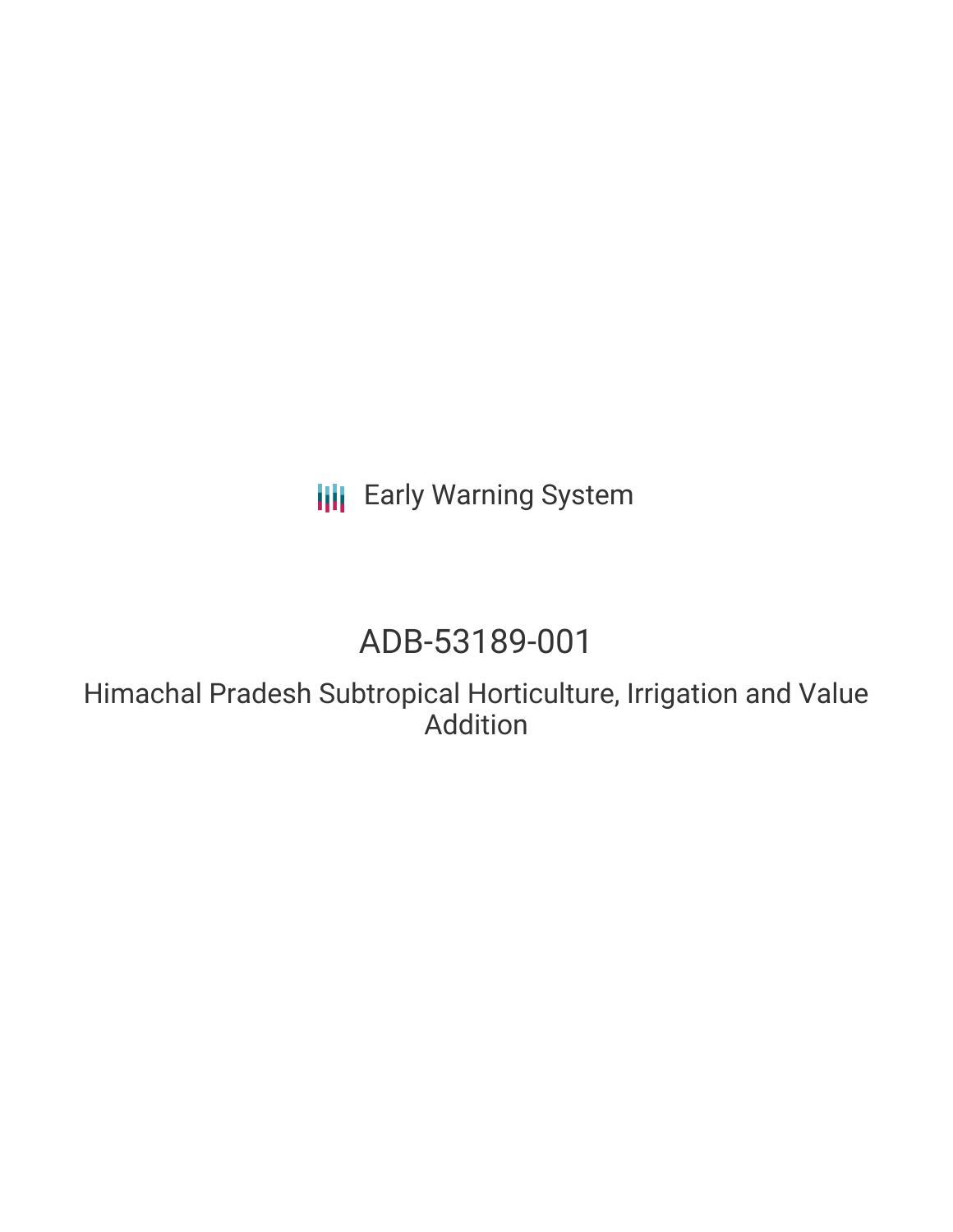Early Warning System

# ADB-53189-001

## Himachal Pradesh Subtropical Horticulture, Irrigation and Value Addition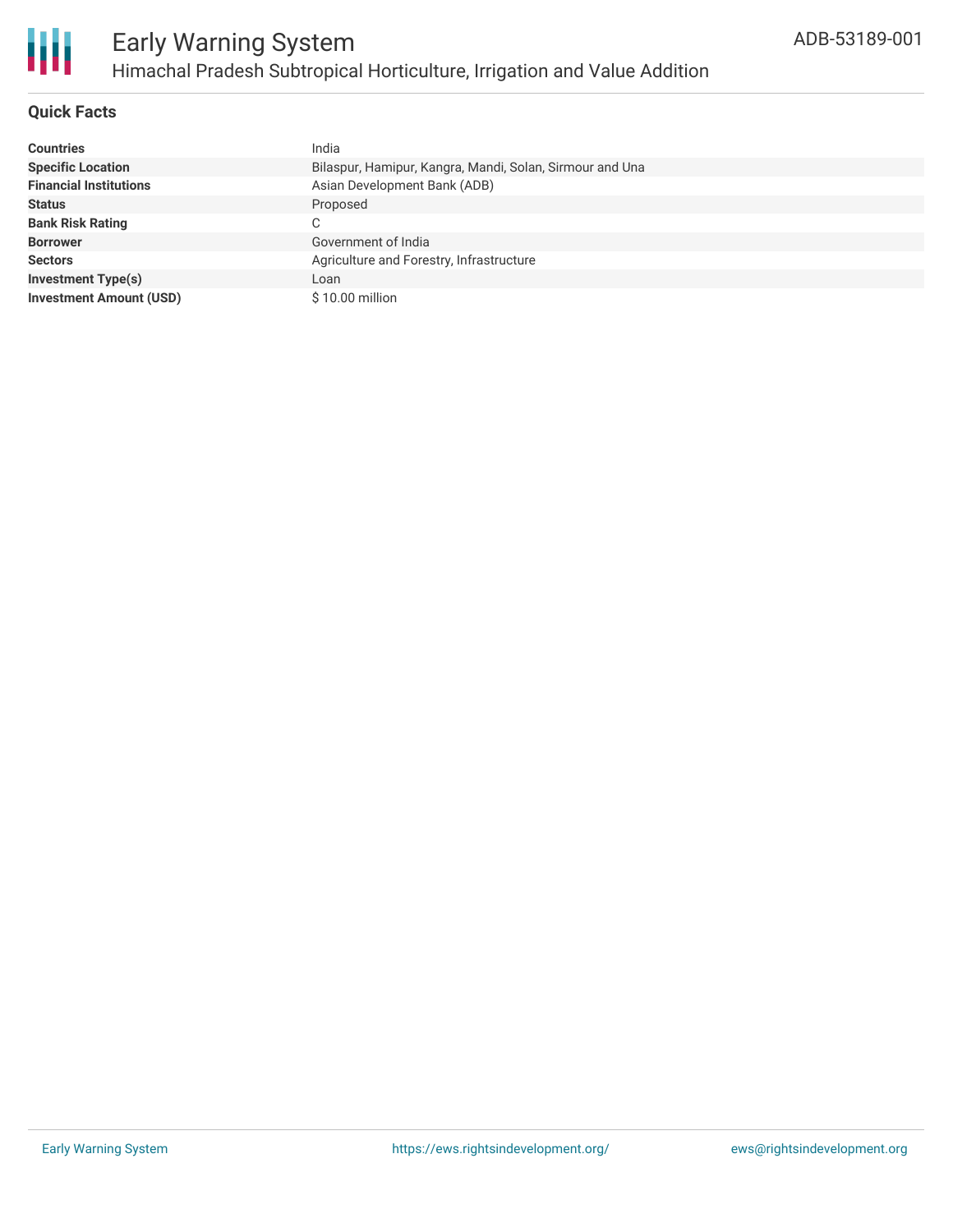# Early Warning System

## Himachal Pradesh Subtropical Horticulture, Irrigation and Value Addition

ADB-53189-001

### Quick Facts

| | |
|---|---|
| **Countries** | India |
| **Specific Location** | Bilaspur, Hamipur, Kangra, Mandi, Solan, Sirmour and Una |
| **Financial Institutions** | Asian Development Bank (ADB) |
| **Status** | Proposed |
| **Bank Risk Rating** | C |
| **Borrower** | Government of India |
| **Sectors** | Agriculture and Forestry, Infrastructure |
| **Investment Type(s)** | Loan |
| **Investment Amount (USD)** | $ 10.00 million |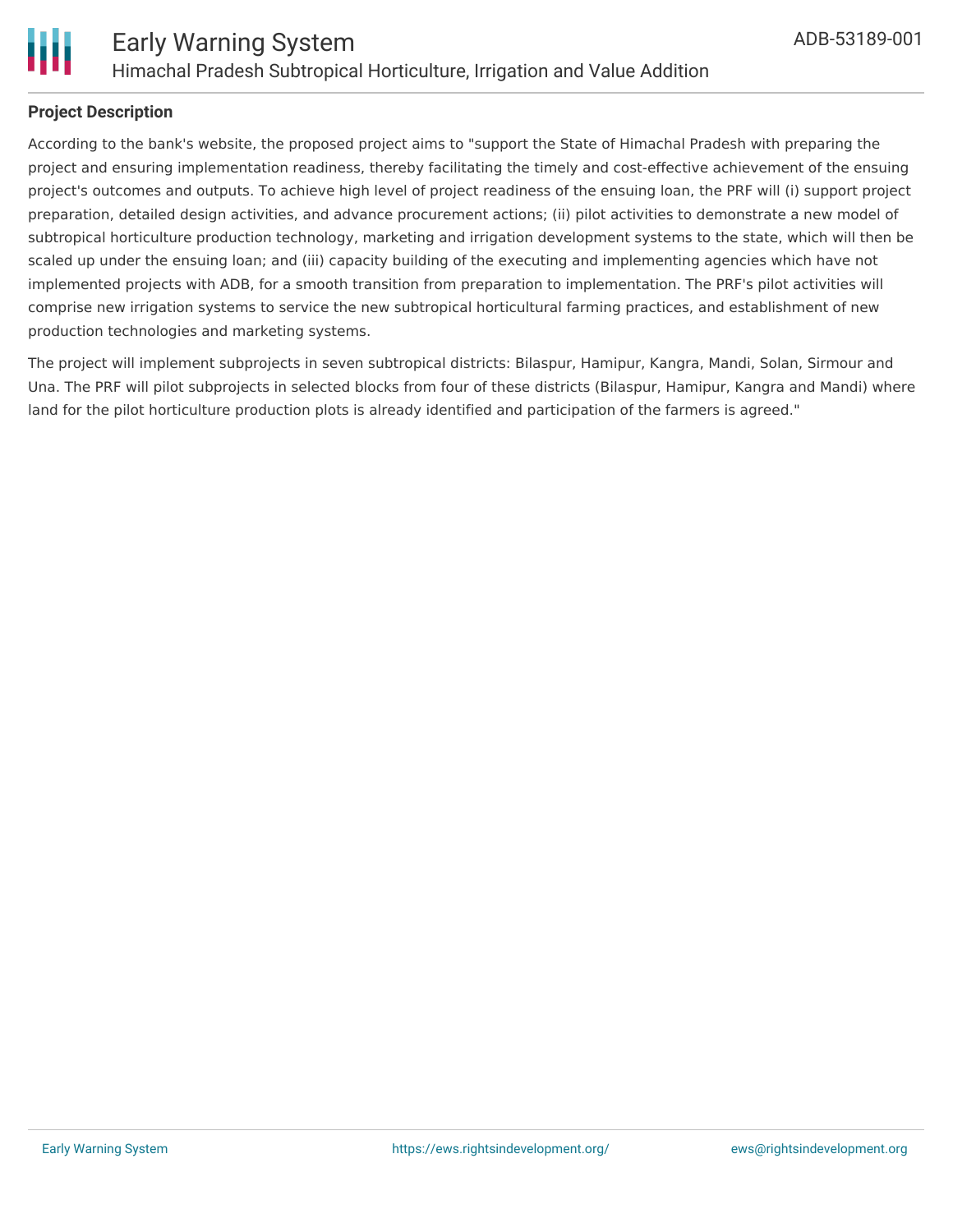**Project Description**

According to the bank's website, the proposed project aims to "support the State of Himachal Pradesh with preparing the project and ensuring implementation readiness, thereby facilitating the timely and cost-effective achievement of the ensuing project's outcomes and outputs. To achieve high level of project readiness of the ensuing loan, the PRF will (i) support project preparation, detailed design activities, and advance procurement actions; (ii) pilot activities to demonstrate a new model of subtropical horticulture production technology, marketing and irrigation development systems to the state, which will then be scaled up under the ensuing loan; and (iii) capacity building of the executing and implementing agencies which have not implemented projects with ADB, for a smooth transition from preparation to implementation. The PRF's pilot activities will comprise new irrigation systems to service the new subtropical horticultural farming practices, and establishment of new production technologies and marketing systems.

The project will implement subprojects in seven subtropical districts: Bilaspur, Hamipur, Kangra, Mandi, Solan, Sirmour and Una. The PRF will pilot subprojects in selected blocks from four of these districts (Bilaspur, Hamipur, Kangra and Mandi) where land for the pilot horticulture production plots is already identified and participation of the farmers is agreed."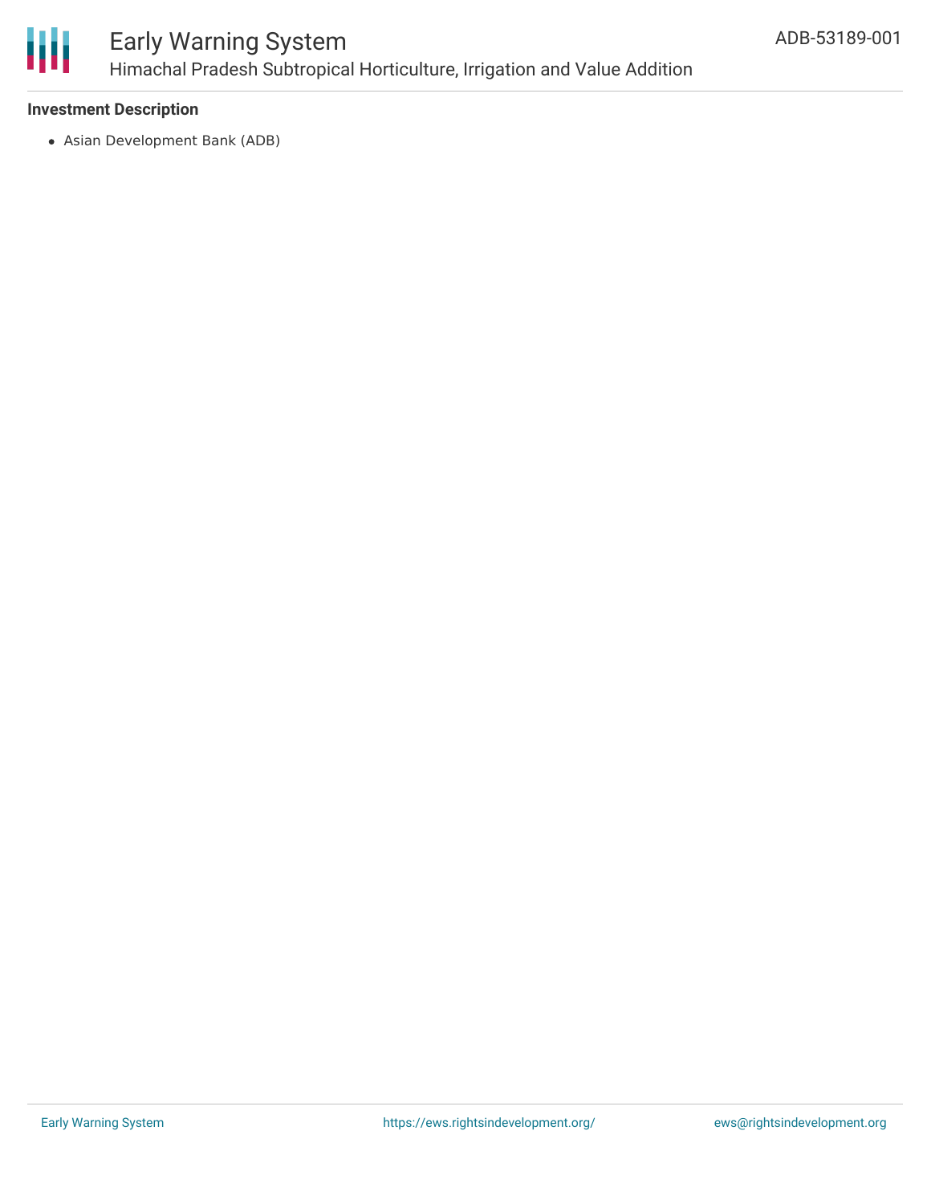### Investment Description

- Asian Development Bank (ADB)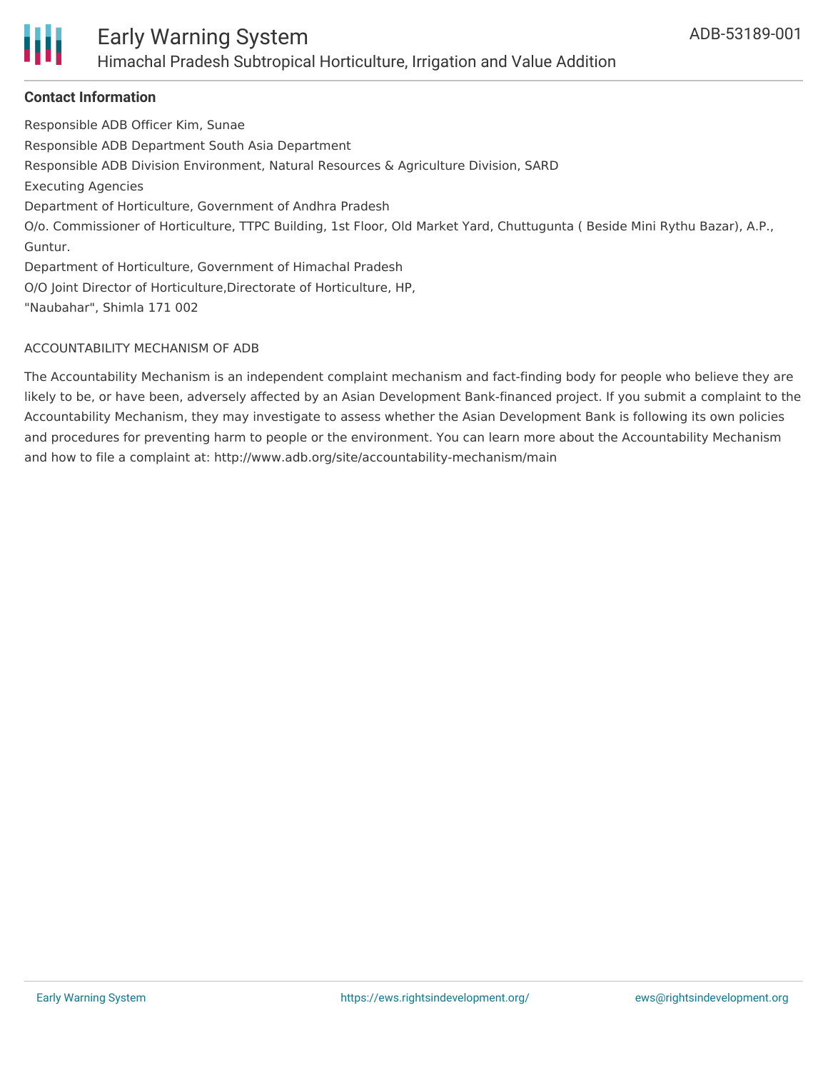**Contact Information**

Responsible ADB Officer Kim, Sunae

Responsible ADB Department South Asia Department

Responsible ADB Division Environment, Natural Resources & Agriculture Division, SARD

Executing Agencies

Department of Horticulture, Government of Andhra Pradesh

O/o. Commissioner of Horticulture, TTPC Building, 1st Floor, Old Market Yard, Chuttugunta ( Beside Mini Rythu Bazar), A.P., Guntur.

Department of Horticulture, Government of Himachal Pradesh

O/O Joint Director of Horticulture,Directorate of Horticulture, HP,

"Naubahar", Shimla 171 002

ACCOUNTABILITY MECHANISM OF ADB

The Accountability Mechanism is an independent complaint mechanism and fact-finding body for people who believe they are likely to be, or have been, adversely affected by an Asian Development Bank-financed project. If you submit a complaint to the Accountability Mechanism, they may investigate to assess whether the Asian Development Bank is following its own policies and procedures for preventing harm to people or the environment. You can learn more about the Accountability Mechanism and how to file a complaint at: http://www.adb.org/site/accountability-mechanism/main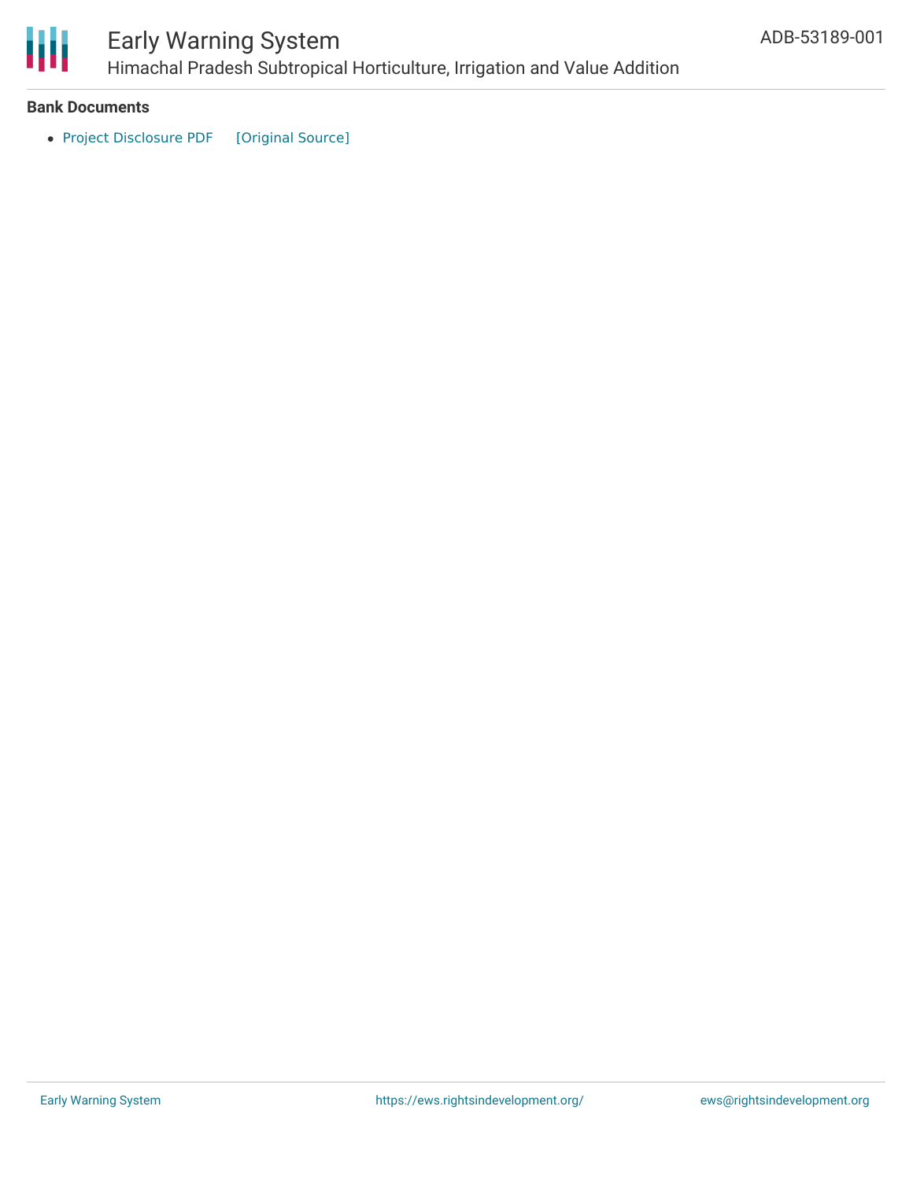**Bank Documents**

- Project Disclosure PDF [Original Source]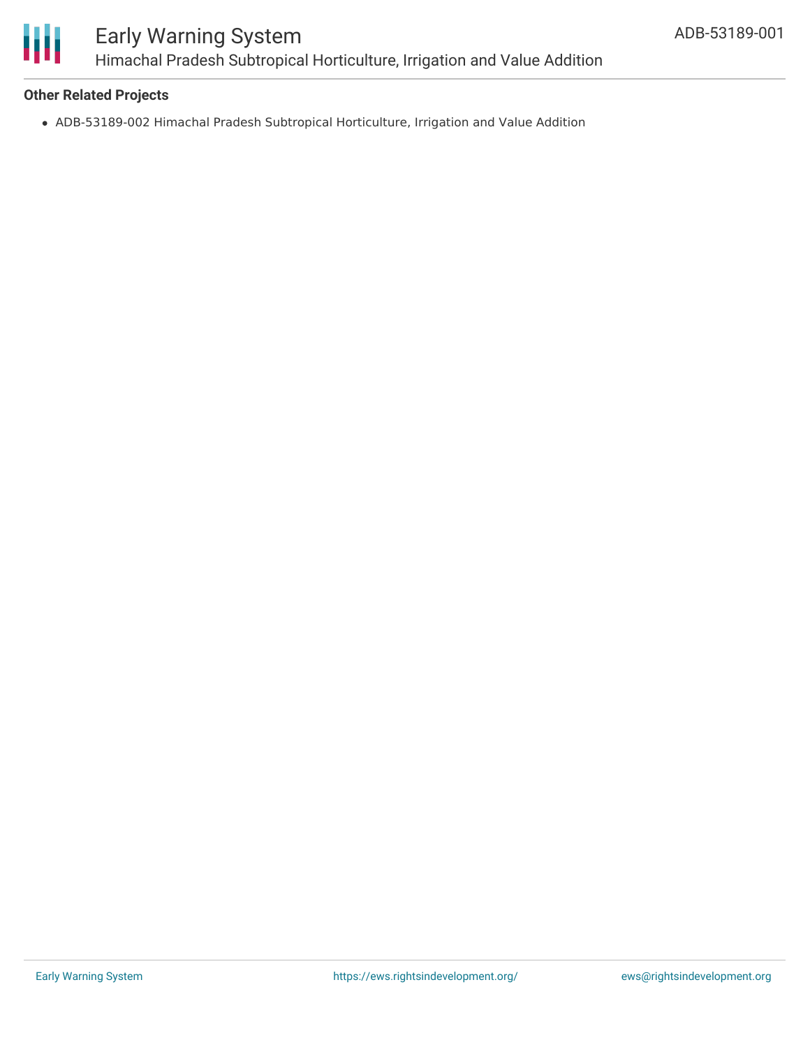**Other Related Projects**

- ADB-53189-002 Himachal Pradesh Subtropical Horticulture, Irrigation and Value Addition